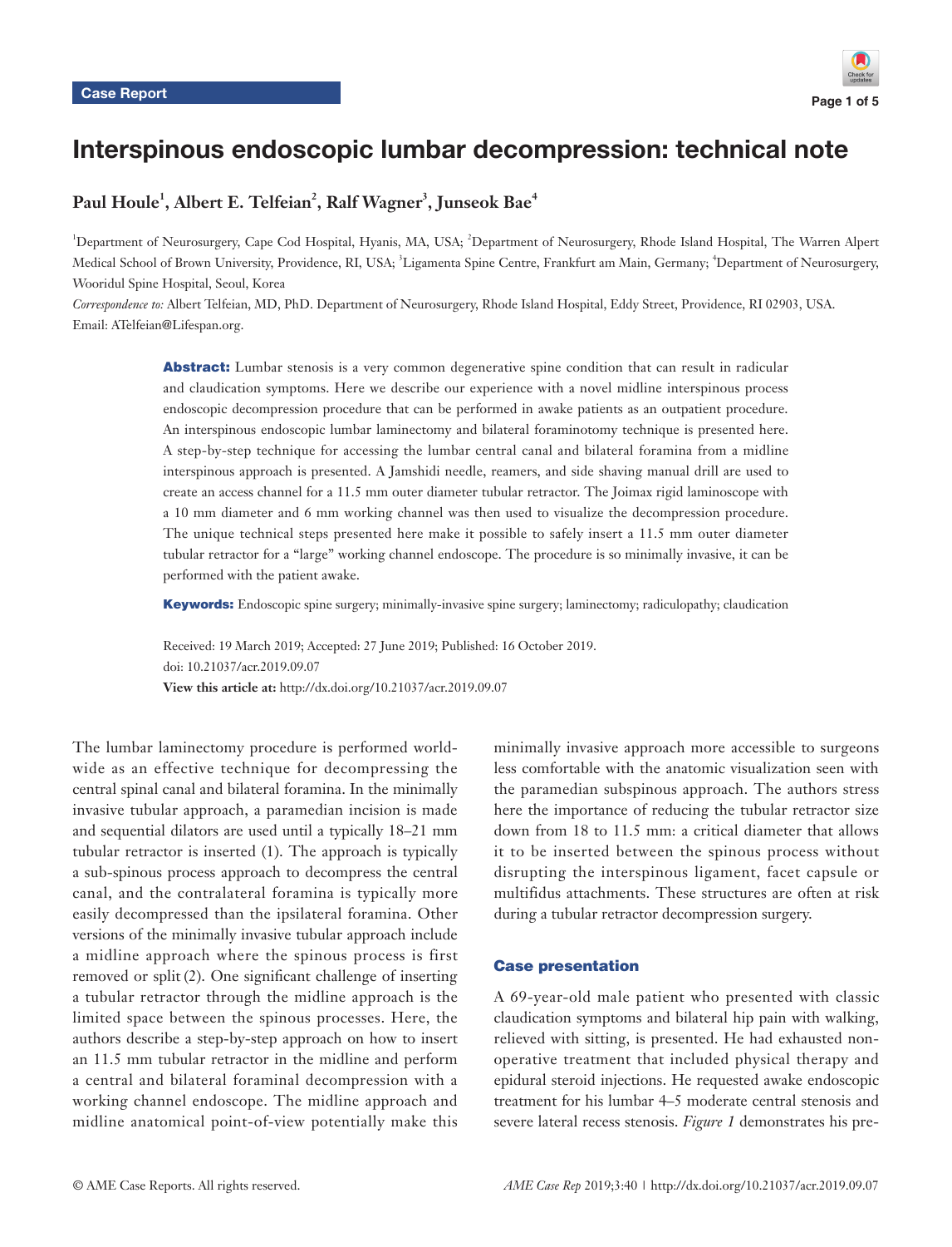Case Report

# Interspinous endoscopic lumbar decompression: technical note

**Paul Houle[1], Albert E. Telfeian[2], Ralf Wagner[3], Junseok Bae[4]**

[1]Department of Neurosurgery, Cape Cod Hospital, Hyanis, MA, USA; [2]Department of Neurosurgery, Rhode Island Hospital, The Warren Alpert Medical School of Brown University, Providence, RI, USA; [3]Ligamenta Spine Centre, Frankfurt am Main, Germany; [4]Department of Neurosurgery, Wooridul Spine Hospital, Seoul, Korea

*Correspondence to:* Albert Telfeian, MD, PhD. Department of Neurosurgery, Rhode Island Hospital, Eddy Street, Providence, RI 02903, USA. Email: ATelfeian@Lifespan.org.

**Abstract:** Lumbar stenosis is a very common degenerative spine condition that can result in radicular and claudication symptoms. Here we describe our experience with a novel midline interspinous process endoscopic decompression procedure that can be performed in awake patients as an outpatient procedure. An interspinous endoscopic lumbar laminectomy and bilateral foraminotomy technique is presented here. A step-by-step technique for accessing the lumbar central canal and bilateral foramina from a midline interspinous approach is presented. A Jamshidi needle, reamers, and side shaving manual drill are used to create an access channel for a 11.5 mm outer diameter tubular retractor. The Joimax rigid laminoscope with a 10 mm diameter and 6 mm working channel was then used to visualize the decompression procedure. The unique technical steps presented here make it possible to safely insert a 11.5 mm outer diameter tubular retractor for a "large" working channel endoscope. The procedure is so minimally invasive, it can be performed with the patient awake.

**Keywords:** Endoscopic spine surgery; minimally-invasive spine surgery; laminectomy; radiculopathy; claudication

Received: 19 March 2019; Accepted: 27 June 2019; Published: 16 October 2019.
doi: 10.21037/acr.2019.09.07
**View this article at:** http://dx.doi.org/10.21037/acr.2019.09.07

The lumbar laminectomy procedure is performed worldwide as an effective technique for decompressing the central spinal canal and bilateral foramina. In the minimally invasive tubular approach, a paramedian incision is made and sequential dilators are used until a typically 18–21 mm tubular retractor is inserted (1). The approach is typically a sub-spinous process approach to decompress the central canal, and the contralateral foramina is typically more easily decompressed than the ipsilateral foramina. Other versions of the minimally invasive tubular approach include a midline approach where the spinous process is first removed or split (2). One significant challenge of inserting a tubular retractor through the midline approach is the limited space between the spinous processes. Here, the authors describe a step-by-step approach on how to insert an 11.5 mm tubular retractor in the midline and perform a central and bilateral foraminal decompression with a working channel endoscope. The midline approach and midline anatomical point-of-view potentially make this minimally invasive approach more accessible to surgeons less comfortable with the anatomic visualization seen with the paramedian subspinous approach. The authors stress here the importance of reducing the tubular retractor size down from 18 to 11.5 mm: a critical diameter that allows it to be inserted between the spinous process without disrupting the interspinous ligament, facet capsule or multifidus attachments. These structures are often at risk during a tubular retractor decompression surgery.

## Case presentation

A 69-year-old male patient who presented with classic claudication symptoms and bilateral hip pain with walking, relieved with sitting, is presented. He had exhausted non-operative treatment that included physical therapy and epidural steroid injections. He requested awake endoscopic treatment for his lumbar 4–5 moderate central stenosis and severe lateral recess stenosis. *Figure 1* demonstrates his pre-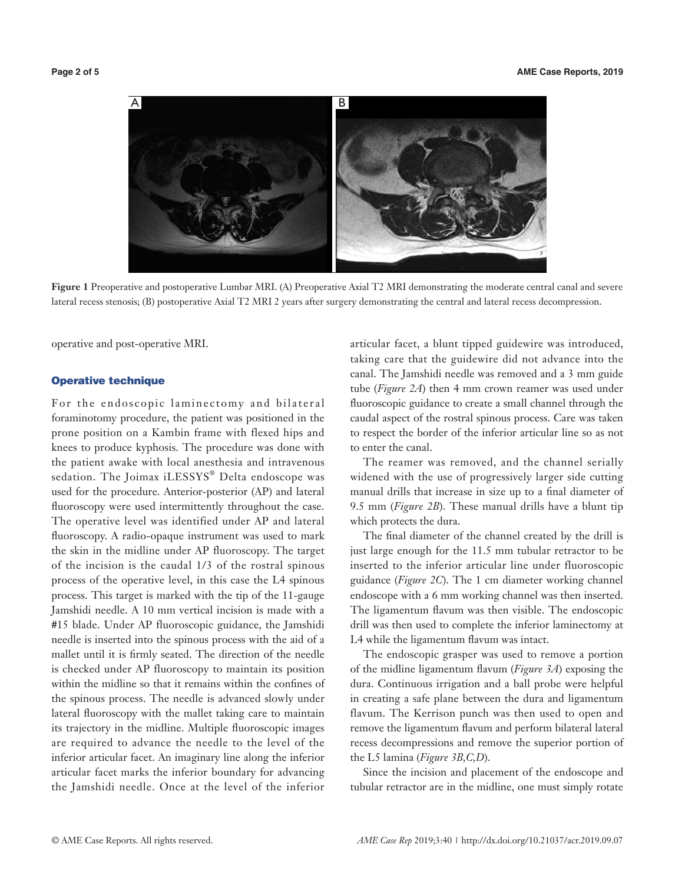**Figure 1** Preoperative and postoperative Lumbar MRI. (A) Preoperative Axial T2 MRI demonstrating the moderate central canal and severe lateral recess stenosis; (B) postoperative Axial T2 MRI 2 years after surgery demonstrating the central and lateral recess decompression.

operative and post-operative MRI.

## Operative technique

For the endoscopic laminectomy and bilateral foraminotomy procedure, the patient was positioned in the prone position on a Kambin frame with flexed hips and knees to produce kyphosis. The procedure was done with the patient awake with local anesthesia and intravenous sedation. The Joimax iLESSYS® Delta endoscope was used for the procedure. Anterior-posterior (AP) and lateral fluoroscopy were used intermittently throughout the case. The operative level was identified under AP and lateral fluoroscopy. A radio-opaque instrument was used to mark the skin in the midline under AP fluoroscopy. The target of the incision is the caudal 1/3 of the rostral spinous process of the operative level, in this case the L4 spinous process. This target is marked with the tip of the 11-gauge Jamshidi needle. A 10 mm vertical incision is made with a #15 blade. Under AP fluoroscopic guidance, the Jamshidi needle is inserted into the spinous process with the aid of a mallet until it is firmly seated. The direction of the needle is checked under AP fluoroscopy to maintain its position within the midline so that it remains within the confines of the spinous process. The needle is advanced slowly under lateral fluoroscopy with the mallet taking care to maintain its trajectory in the midline. Multiple fluoroscopic images are required to advance the needle to the level of the inferior articular facet. An imaginary line along the inferior articular facet marks the inferior boundary for advancing the Jamshidi needle. Once at the level of the inferior articular facet, a blunt tipped guidewire was introduced, taking care that the guidewire did not advance into the canal. The Jamshidi needle was removed and a 3 mm guide tube (*Figure 2A*) then 4 mm crown reamer was used under fluoroscopic guidance to create a small channel through the caudal aspect of the rostral spinous process. Care was taken to respect the border of the inferior articular line so as not to enter the canal.

The reamer was removed, and the channel serially widened with the use of progressively larger side cutting manual drills that increase in size up to a final diameter of 9.5 mm (*Figure 2B*). These manual drills have a blunt tip which protects the dura.

The final diameter of the channel created by the drill is just large enough for the 11.5 mm tubular retractor to be inserted to the inferior articular line under fluoroscopic guidance (*Figure 2C*). The 1 cm diameter working channel endoscope with a 6 mm working channel was then inserted. The ligamentum flavum was then visible. The endoscopic drill was then used to complete the inferior laminectomy at L4 while the ligamentum flavum was intact.

The endoscopic grasper was used to remove a portion of the midline ligamentum flavum (*Figure 3A*) exposing the dura. Continuous irrigation and a ball probe were helpful in creating a safe plane between the dura and ligamentum flavum. The Kerrison punch was then used to open and remove the ligamentum flavum and perform bilateral lateral recess decompressions and remove the superior portion of the L5 lamina (*Figure 3B,C,D*).

Since the incision and placement of the endoscope and tubular retractor are in the midline, one must simply rotate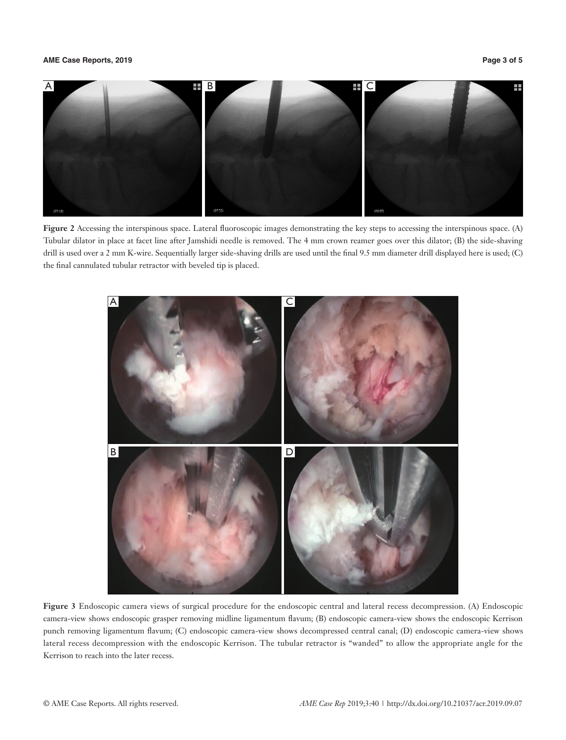**Figure 2** Accessing the interspinous space. Lateral fluoroscopic images demonstrating the key steps to accessing the interspinous space. (A) Tubular dilator in place at facet line after Jamshidi needle is removed. The 4 mm crown reamer goes over this dilator; (B) the side-shaving drill is used over a 2 mm K-wire. Sequentially larger side-shaving drills are used until the final 9.5 mm diameter drill displayed here is used; (C) the final cannulated tubular retractor with beveled tip is placed.

**Figure 3** Endoscopic camera views of surgical procedure for the endoscopic central and lateral recess decompression. (A) Endoscopic camera-view shows endoscopic grasper removing midline ligamentum flavum; (B) endoscopic camera-view shows the endoscopic Kerrison punch removing ligamentum flavum; (C) endoscopic camera-view shows decompressed central canal; (D) endoscopic camera-view shows lateral recess decompression with the endoscopic Kerrison. The tubular retractor is "wanded" to allow the appropriate angle for the Kerrison to reach into the later recess.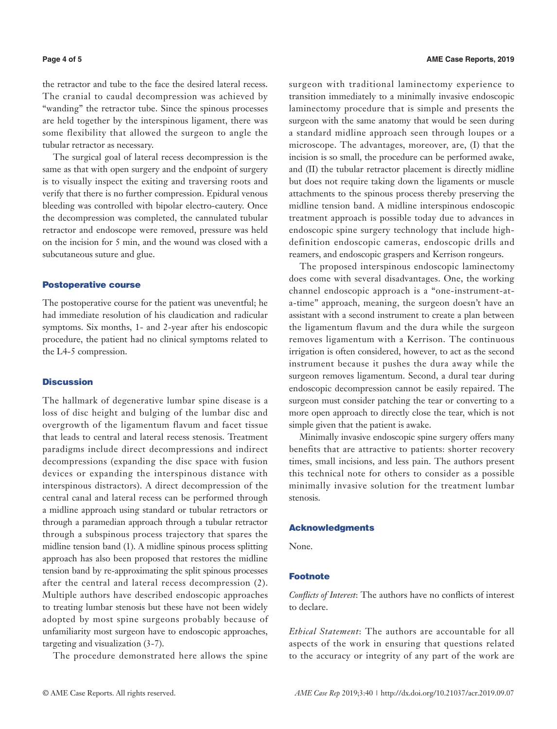the retractor and tube to the face the desired lateral recess. The cranial to caudal decompression was achieved by "wanding" the retractor tube. Since the spinous processes are held together by the interspinous ligament, there was some flexibility that allowed the surgeon to angle the tubular retractor as necessary.

The surgical goal of lateral recess decompression is the same as that with open surgery and the endpoint of surgery is to visually inspect the exiting and traversing roots and verify that there is no further compression. Epidural venous bleeding was controlled with bipolar electro-cautery. Once the decompression was completed, the cannulated tubular retractor and endoscope were removed, pressure was held on the incision for 5 min, and the wound was closed with a subcutaneous suture and glue.

## Postoperative course

The postoperative course for the patient was uneventful; he had immediate resolution of his claudication and radicular symptoms. Six months, 1- and 2-year after his endoscopic procedure, the patient had no clinical symptoms related to the L4-5 compression.

## Discussion

The hallmark of degenerative lumbar spine disease is a loss of disc height and bulging of the lumbar disc and overgrowth of the ligamentum flavum and facet tissue that leads to central and lateral recess stenosis. Treatment paradigms include direct decompressions and indirect decompressions (expanding the disc space with fusion devices or expanding the interspinous distance with interspinous distractors). A direct decompression of the central canal and lateral recess can be performed through a midline approach using standard or tubular retractors or through a paramedian approach through a tubular retractor through a subspinous process trajectory that spares the midline tension band (1). A midline spinous process splitting approach has also been proposed that restores the midline tension band by re-approximating the split spinous processes after the central and lateral recess decompression (2). Multiple authors have described endoscopic approaches to treating lumbar stenosis but these have not been widely adopted by most spine surgeons probably because of unfamiliarity most surgeon have to endoscopic approaches, targeting and visualization (3-7).

The procedure demonstrated here allows the spine surgeon with traditional laminectomy experience to transition immediately to a minimally invasive endoscopic laminectomy procedure that is simple and presents the surgeon with the same anatomy that would be seen during a standard midline approach seen through loupes or a microscope. The advantages, moreover, are, (I) that the incision is so small, the procedure can be performed awake, and (II) the tubular retractor placement is directly midline but does not require taking down the ligaments or muscle attachments to the spinous process thereby preserving the midline tension band. A midline interspinous endoscopic treatment approach is possible today due to advances in endoscopic spine surgery technology that include high-definition endoscopic cameras, endoscopic drills and reamers, and endoscopic graspers and Kerrison rongeurs.

The proposed interspinous endoscopic laminectomy does come with several disadvantages. One, the working channel endoscopic approach is a "one-instrument-at-a-time" approach, meaning, the surgeon doesn't have an assistant with a second instrument to create a plan between the ligamentum flavum and the dura while the surgeon removes ligamentum with a Kerrison. The continuous irrigation is often considered, however, to act as the second instrument because it pushes the dura away while the surgeon removes ligamentum. Second, a dural tear during endoscopic decompression cannot be easily repaired. The surgeon must consider patching the tear or converting to a more open approach to directly close the tear, which is not simple given that the patient is awake.

Minimally invasive endoscopic spine surgery offers many benefits that are attractive to patients: shorter recovery times, small incisions, and less pain. The authors present this technical note for others to consider as a possible minimally invasive solution for the treatment lumbar stenosis.

## Acknowledgments

None.

## Footnote

*Conflicts of Interest*: The authors have no conflicts of interest to declare.

*Ethical Statement*: The authors are accountable for all aspects of the work in ensuring that questions related to the accuracy or integrity of any part of the work are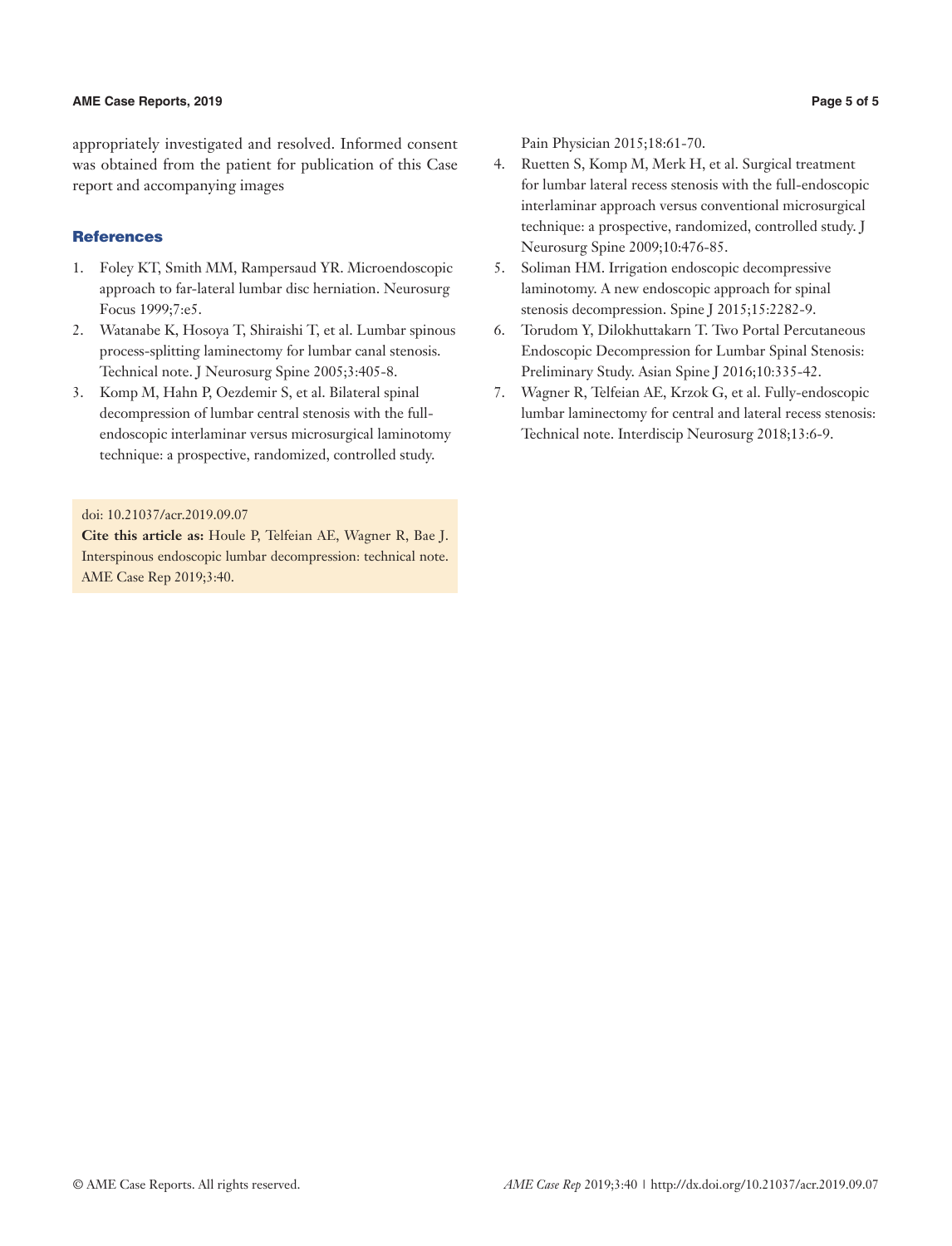appropriately investigated and resolved. Informed consent was obtained from the patient for publication of this Case report and accompanying images

## References

1. Foley KT, Smith MM, Rampersaud YR. Microendoscopic approach to far-lateral lumbar disc herniation. Neurosurg Focus 1999;7:e5.
2. Watanabe K, Hosoya T, Shiraishi T, et al. Lumbar spinous process-splitting laminectomy for lumbar canal stenosis. Technical note. J Neurosurg Spine 2005;3:405-8.
3. Komp M, Hahn P, Oezdemir S, et al. Bilateral spinal decompression of lumbar central stenosis with the full-endoscopic interlaminar versus microsurgical laminotomy technique: a prospective, randomized, controlled study. Pain Physician 2015;18:61-70.
4. Ruetten S, Komp M, Merk H, et al. Surgical treatment for lumbar lateral recess stenosis with the full-endoscopic interlaminar approach versus conventional microsurgical technique: a prospective, randomized, controlled study. J Neurosurg Spine 2009;10:476-85.
5. Soliman HM. Irrigation endoscopic decompressive laminotomy. A new endoscopic approach for spinal stenosis decompression. Spine J 2015;15:2282-9.
6. Torudom Y, Dilokhuttakarn T. Two Portal Percutaneous Endoscopic Decompression for Lumbar Spinal Stenosis: Preliminary Study. Asian Spine J 2016;10:335-42.
7. Wagner R, Telfeian AE, Krzok G, et al. Fully-endoscopic lumbar laminectomy for central and lateral recess stenosis: Technical note. Interdiscip Neurosurg 2018;13:6-9.

doi: 10.21037/acr.2019.09.07

**Cite this article as:** Houle P, Telfeian AE, Wagner R, Bae J. Interspinous endoscopic lumbar decompression: technical note. AME Case Rep 2019;3:40.